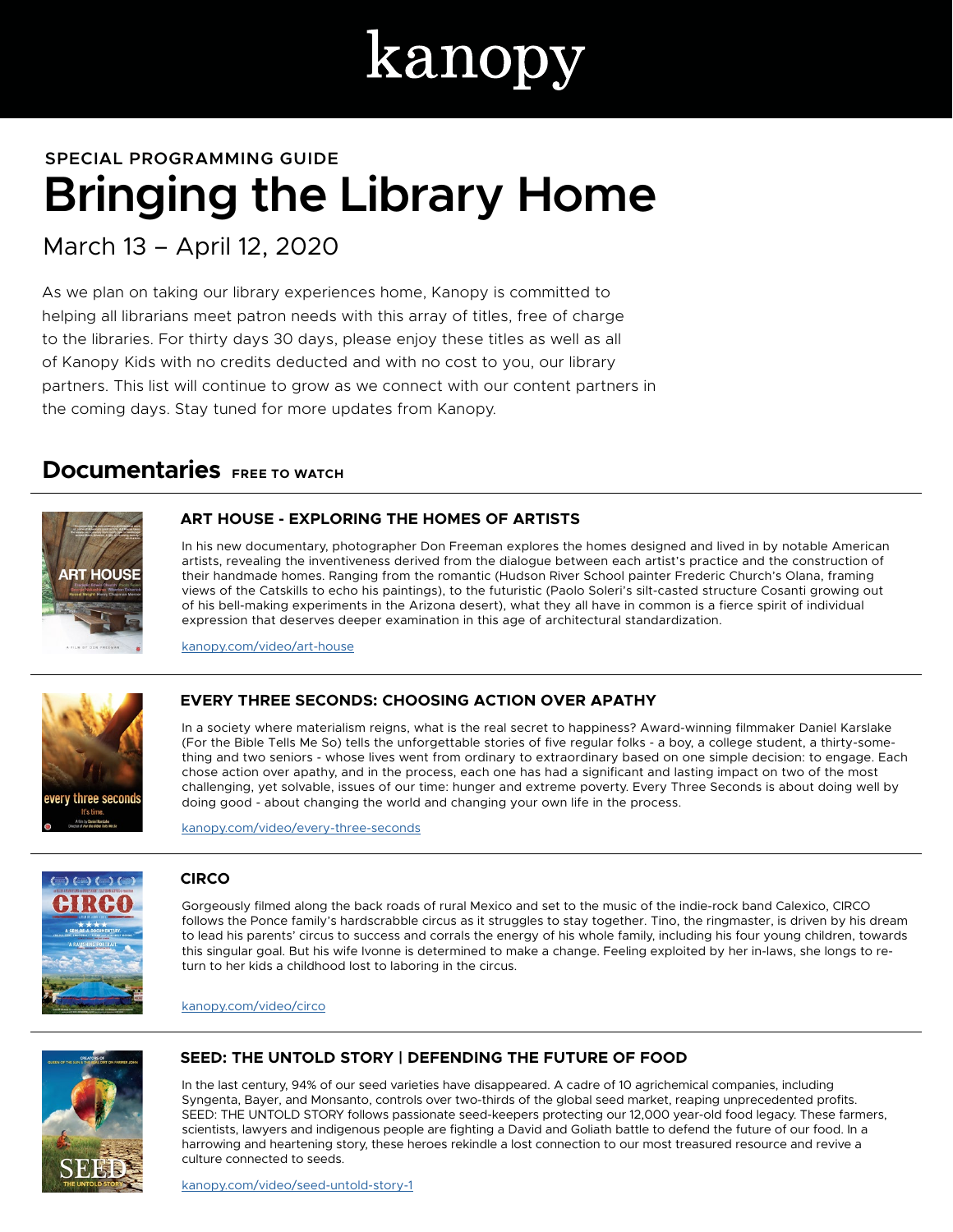kanopy

SPECIAL PROGRAMMING GUIDE

# Bringing the Library Home

March 13 – April 12, 2020

As we plan on taking our library experiences home, Kanopy is committed to helping all librarians meet patron needs with this array of titles, free of charge to the libraries. For thirty days 30 days, please enjoy these titles as well as all of Kanopy Kids with no credits deducted and with no cost to you, our library partners. This list will continue to grow as we connect with our content partners in the coming days. Stay tuned for more updates from Kanopy.

## Documentaries FREE TO WATCH

### ART HOUSE - EXPLORING THE HOMES OF ARTISTS

In his new documentary, photographer Don Freeman explores the homes designed and lived in by notable American artists, revealing the inventiveness derived from the dialogue between each artist's practice and the construction of their handmade homes. Ranging from the romantic (Hudson River School painter Frederic Church's Olana, framing views of the Catskills to echo his paintings), to the futuristic (Paolo Soleri's silt-casted structure Cosanti growing out of his bell-making experiments in the Arizona desert), what they all have in common is a fierce spirit of individual expression that deserves deeper examination in this age of architectural standardization.

kanopy.com/video/art-house

### EVERY THREE SECONDS: CHOOSING ACTION OVER APATHY

In a society where materialism reigns, what is the real secret to happiness? Award-winning filmmaker Daniel Karslake (For the Bible Tells Me So) tells the unforgettable stories of five regular folks - a boy, a college student, a thirty-something and two seniors - whose lives went from ordinary to extraordinary based on one simple decision: to engage. Each chose action over apathy, and in the process, each one has had a significant and lasting impact on two of the most challenging, yet solvable, issues of our time: hunger and extreme poverty. Every Three Seconds is about doing well by doing good - about changing the world and changing your own life in the process.

kanopy.com/video/every-three-seconds

### CIRCO

Gorgeously filmed along the back roads of rural Mexico and set to the music of the indie-rock band Calexico, CIRCO follows the Ponce family's hardscrabble circus as it struggles to stay together. Tino, the ringmaster, is driven by his dream to lead his parents' circus to success and corrals the energy of his whole family, including his four young children, towards this singular goal. But his wife Ivonne is determined to make a change. Feeling exploited by her in-laws, she longs to return to her kids a childhood lost to laboring in the circus.

kanopy.com/video/circo

### SEED: THE UNTOLD STORY | DEFENDING THE FUTURE OF FOOD

In the last century, 94% of our seed varieties have disappeared. A cadre of 10 agrichemical companies, including Syngenta, Bayer, and Monsanto, controls over two-thirds of the global seed market, reaping unprecedented profits. SEED: THE UNTOLD STORY follows passionate seed-keepers protecting our 12,000 year-old food legacy. These farmers, scientists, lawyers and indigenous people are fighting a David and Goliath battle to defend the future of our food. In a harrowing and heartening story, these heroes rekindle a lost connection to our most treasured resource and revive a culture connected to seeds.

kanopy.com/video/seed-untold-story-1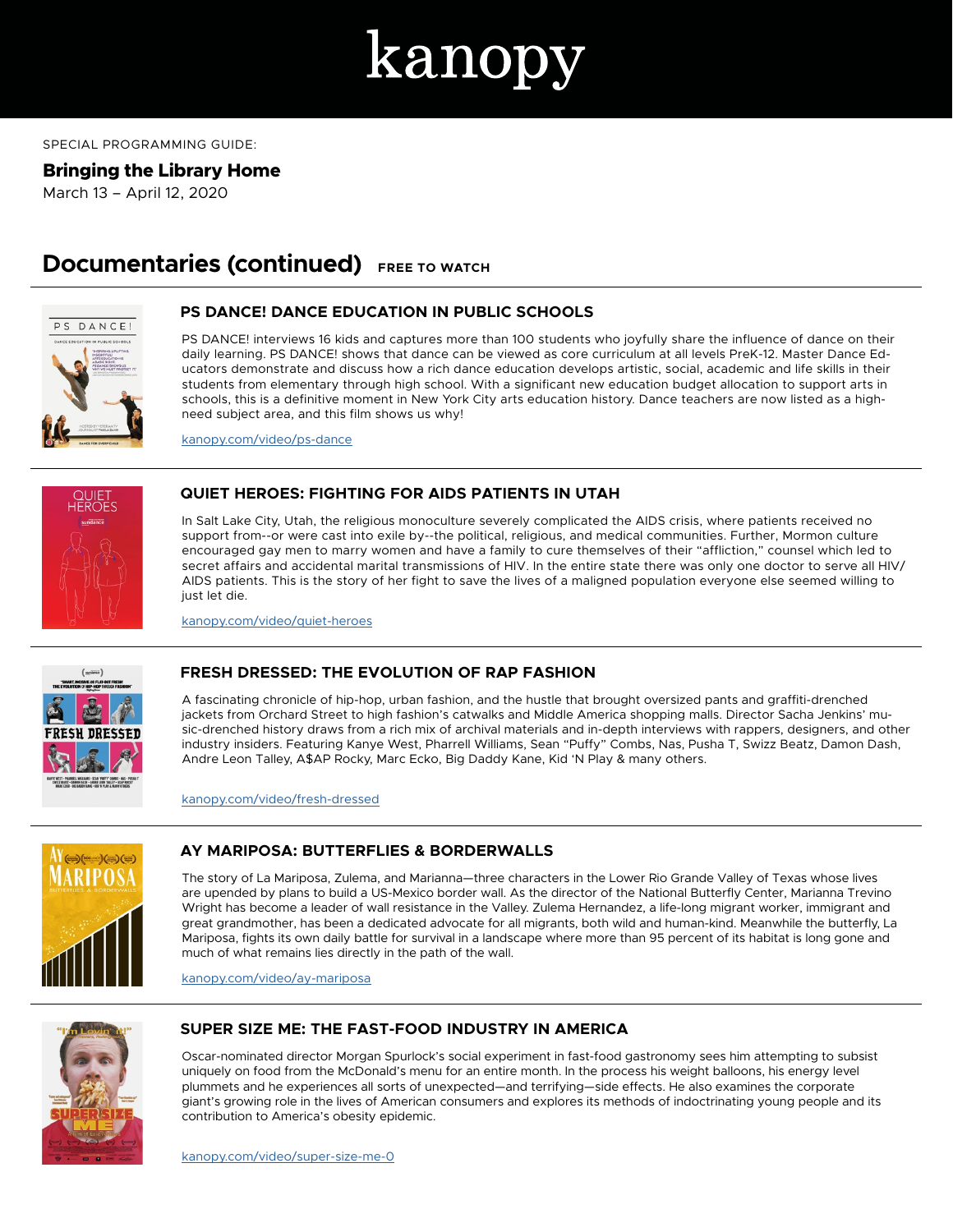# kanopy

SPECIAL PROGRAMMING GUIDE:

**Bringing the Library Home**
March 13 – April 12, 2020

## Documentaries (continued) FREE TO WATCH

### PS DANCE! DANCE EDUCATION IN PUBLIC SCHOOLS

PS DANCE! interviews 16 kids and captures more than 100 students who joyfully share the influence of dance on their daily learning. PS DANCE! shows that dance can be viewed as core curriculum at all levels PreK-12. Master Dance Educators demonstrate and discuss how a rich dance education develops artistic, social, academic and life skills in their students from elementary through high school. With a significant new education budget allocation to support arts in schools, this is a definitive moment in New York City arts education history. Dance teachers are now listed as a high-need subject area, and this film shows us why!

kanopy.com/video/ps-dance

### QUIET HEROES: FIGHTING FOR AIDS PATIENTS IN UTAH

In Salt Lake City, Utah, the religious monoculture severely complicated the AIDS crisis, where patients received no support from--or were cast into exile by--the political, religious, and medical communities. Further, Mormon culture encouraged gay men to marry women and have a family to cure themselves of their "affliction," counsel which led to secret affairs and accidental marital transmissions of HIV. In the entire state there was only one doctor to serve all HIV/AIDS patients. This is the story of her fight to save the lives of a maligned population everyone else seemed willing to just let die.

kanopy.com/video/quiet-heroes

### FRESH DRESSED: THE EVOLUTION OF RAP FASHION

A fascinating chronicle of hip-hop, urban fashion, and the hustle that brought oversized pants and graffiti-drenched jackets from Orchard Street to high fashion's catwalks and Middle America shopping malls. Director Sacha Jenkins' music-drenched history draws from a rich mix of archival materials and in-depth interviews with rappers, designers, and other industry insiders. Featuring Kanye West, Pharrell Williams, Sean "Puffy" Combs, Nas, Pusha T, Swizz Beatz, Damon Dash, Andre Leon Talley, A$AP Rocky, Marc Ecko, Big Daddy Kane, Kid 'N Play & many others.

kanopy.com/video/fresh-dressed

### AY MARIPOSA: BUTTERFLIES & BORDERWALLS

The story of La Mariposa, Zulema, and Marianna—three characters in the Lower Rio Grande Valley of Texas whose lives are upended by plans to build a US-Mexico border wall. As the director of the National Butterfly Center, Marianna Trevino Wright has become a leader of wall resistance in the Valley. Zulema Hernandez, a life-long migrant worker, immigrant and great grandmother, has been a dedicated advocate for all migrants, both wild and human-kind. Meanwhile the butterfly, La Mariposa, fights its own daily battle for survival in a landscape where more than 95 percent of its habitat is long gone and much of what remains lies directly in the path of the wall.

kanopy.com/video/ay-mariposa

### SUPER SIZE ME: THE FAST-FOOD INDUSTRY IN AMERICA

Oscar-nominated director Morgan Spurlock's social experiment in fast-food gastronomy sees him attempting to subsist uniquely on food from the McDonald's menu for an entire month. In the process his weight balloons, his energy level plummets and he experiences all sorts of unexpected—and terrifying—side effects. He also examines the corporate giant's growing role in the lives of American consumers and explores its methods of indoctrinating young people and its contribution to America's obesity epidemic.

kanopy.com/video/super-size-me-0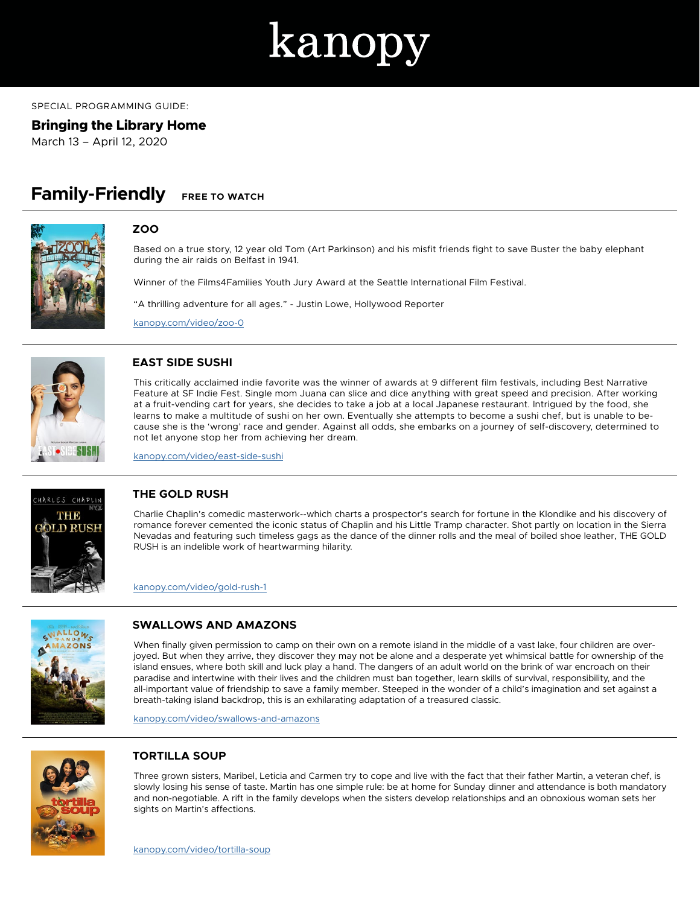kanopy

SPECIAL PROGRAMMING GUIDE:

**Bringing the Library Home**

March 13 – April 12, 2020

## Family-Friendly

**FREE TO WATCH**

### ZOO

Based on a true story, 12 year old Tom (Art Parkinson) and his misfit friends fight to save Buster the baby elephant during the air raids on Belfast in 1941.

Winner of the Films4Families Youth Jury Award at the Seattle International Film Festival.

"A thrilling adventure for all ages." - Justin Lowe, Hollywood Reporter

kanopy.com/video/zoo-0

### EAST SIDE SUSHI

This critically acclaimed indie favorite was the winner of awards at 9 different film festivals, including Best Narrative Feature at SF Indie Fest. Single mom Juana can slice and dice anything with great speed and precision. After working at a fruit-vending cart for years, she decides to take a job at a local Japanese restaurant. Intrigued by the food, she learns to make a multitude of sushi on her own. Eventually she attempts to become a sushi chef, but is unable to because she is the 'wrong' race and gender. Against all odds, she embarks on a journey of self-discovery, determined to not let anyone stop her from achieving her dream.

kanopy.com/video/east-side-sushi

### THE GOLD RUSH

Charlie Chaplin's comedic masterwork--which charts a prospector's search for fortune in the Klondike and his discovery of romance forever cemented the iconic status of Chaplin and his Little Tramp character. Shot partly on location in the Sierra Nevadas and featuring such timeless gags as the dance of the dinner rolls and the meal of boiled shoe leather, THE GOLD RUSH is an indelible work of heartwarming hilarity.

kanopy.com/video/gold-rush-1

### SWALLOWS AND AMAZONS

When finally given permission to camp on their own on a remote island in the middle of a vast lake, four children are overjoyed. But when they arrive, they discover they may not be alone and a desperate yet whimsical battle for ownership of the island ensues, where both skill and luck play a hand. The dangers of an adult world on the brink of war encroach on their paradise and intertwine with their lives and the children must ban together, learn skills of survival, responsibility, and the all-important value of friendship to save a family member. Steeped in the wonder of a child's imagination and set against a breath-taking island backdrop, this is an exhilarating adaptation of a treasured classic.

kanopy.com/video/swallows-and-amazons

### TORTILLA SOUP

Three grown sisters, Maribel, Leticia and Carmen try to cope and live with the fact that their father Martin, a veteran chef, is slowly losing his sense of taste. Martin has one simple rule: be at home for Sunday dinner and attendance is both mandatory and non-negotiable. A rift in the family develops when the sisters develop relationships and an obnoxious woman sets her sights on Martin's affections.

kanopy.com/video/tortilla-soup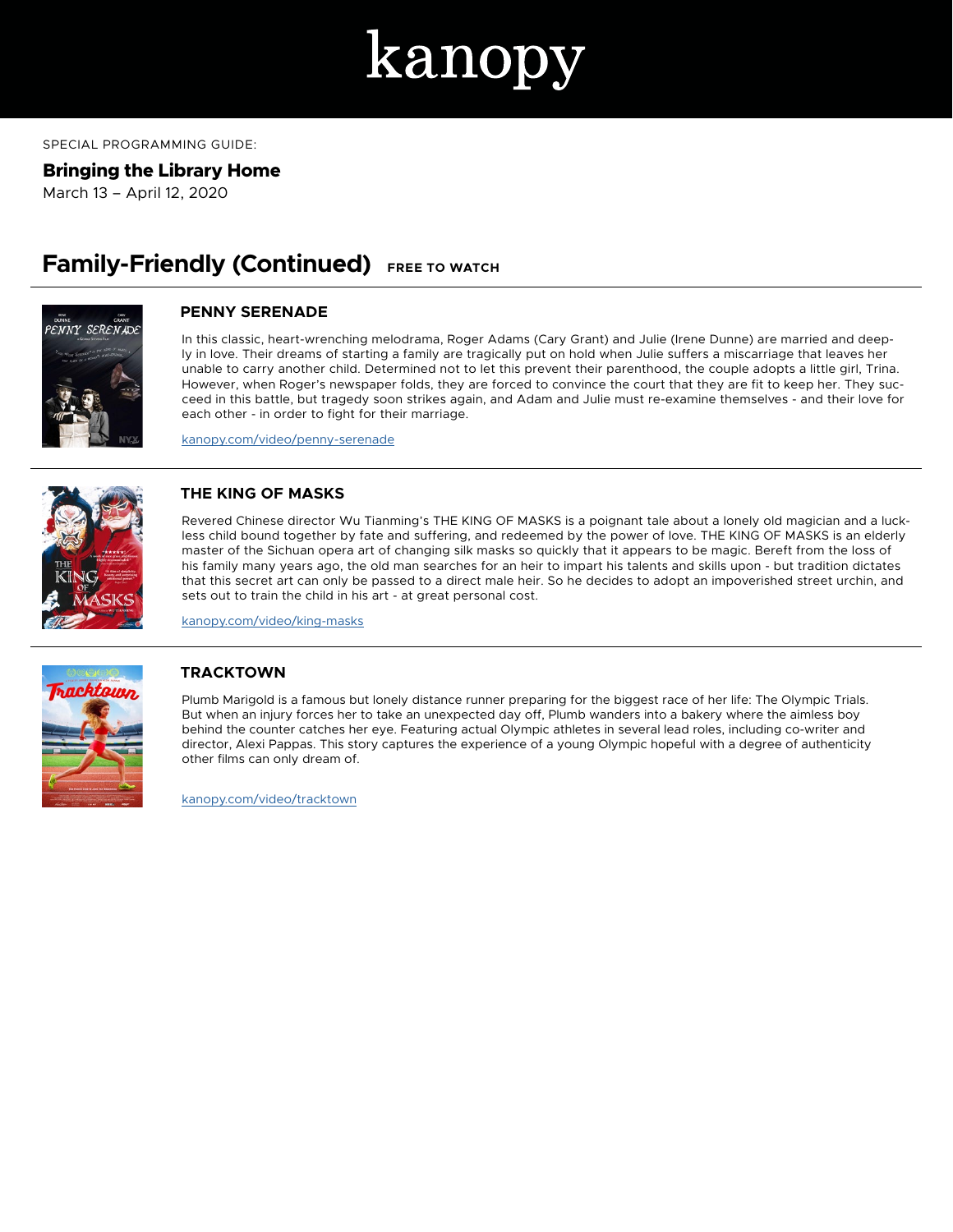kanopy

SPECIAL PROGRAMMING GUIDE:

**Bringing the Library Home**

March 13 – April 12, 2020

## Family-Friendly (Continued) FREE TO WATCH

### PENNY SERENADE

In this classic, heart-wrenching melodrama, Roger Adams (Cary Grant) and Julie (Irene Dunne) are married and deeply in love. Their dreams of starting a family are tragically put on hold when Julie suffers a miscarriage that leaves her unable to carry another child. Determined not to let this prevent their parenthood, the couple adopts a little girl, Trina. However, when Roger's newspaper folds, they are forced to convince the court that they are fit to keep her. They succeed in this battle, but tragedy soon strikes again, and Adam and Julie must re-examine themselves - and their love for each other - in order to fight for their marriage.

kanopy.com/video/penny-serenade

### THE KING OF MASKS

Revered Chinese director Wu Tianming's THE KING OF MASKS is a poignant tale about a lonely old magician and a luckless child bound together by fate and suffering, and redeemed by the power of love. THE KING OF MASKS is an elderly master of the Sichuan opera art of changing silk masks so quickly that it appears to be magic. Bereft from the loss of his family many years ago, the old man searches for an heir to impart his talents and skills upon - but tradition dictates that this secret art can only be passed to a direct male heir. So he decides to adopt an impoverished street urchin, and sets out to train the child in his art - at great personal cost.

kanopy.com/video/king-masks

### TRACKTOWN

Plumb Marigold is a famous but lonely distance runner preparing for the biggest race of her life: The Olympic Trials. But when an injury forces her to take an unexpected day off, Plumb wanders into a bakery where the aimless boy behind the counter catches her eye. Featuring actual Olympic athletes in several lead roles, including co-writer and director, Alexi Pappas. This story captures the experience of a young Olympic hopeful with a degree of authenticity other films can only dream of.

kanopy.com/video/tracktown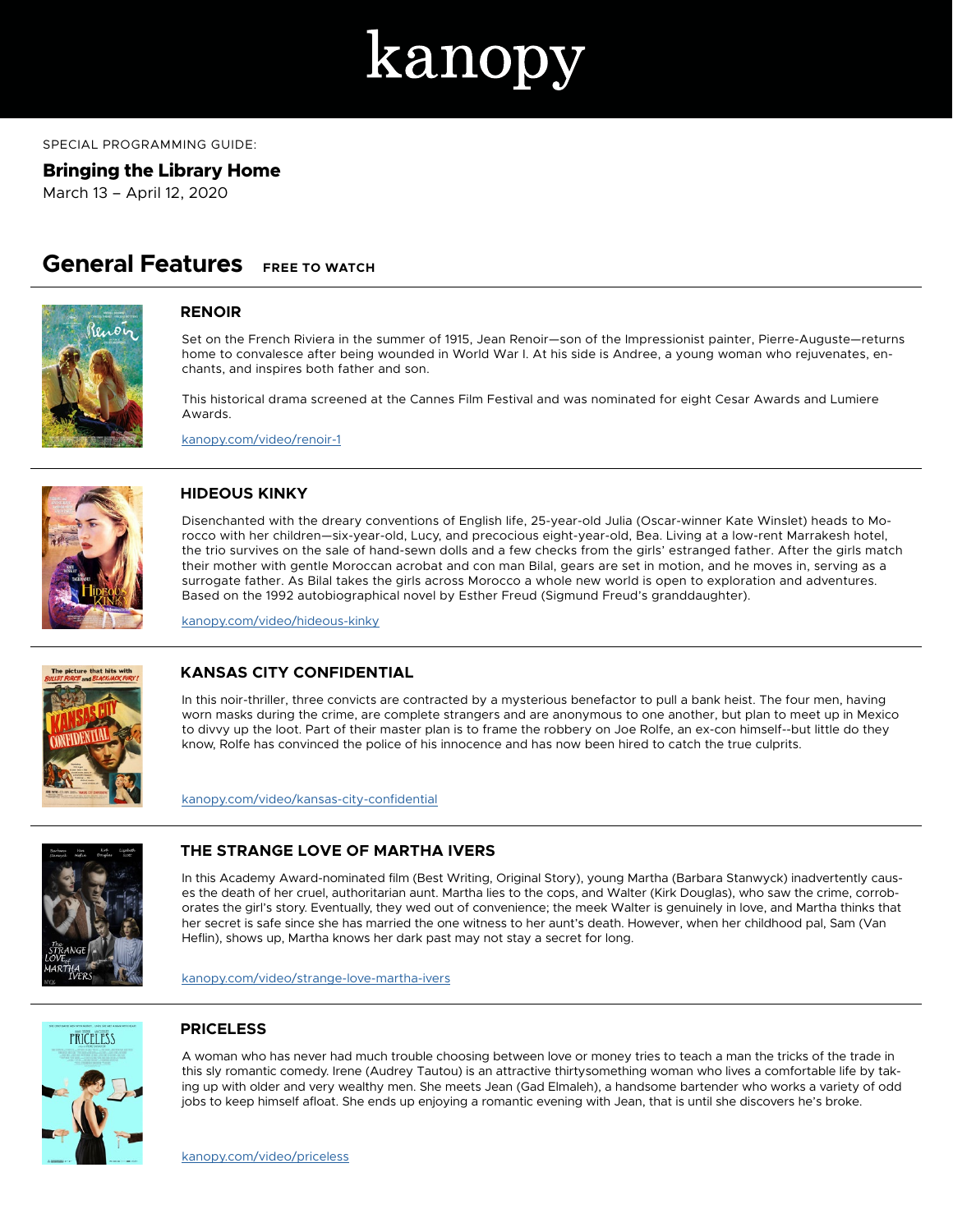kanopy

SPECIAL PROGRAMMING GUIDE:

**Bringing the Library Home**

March 13 – April 12, 2020

## General Features FREE TO WATCH

### RENOIR

Set on the French Riviera in the summer of 1915, Jean Renoir—son of the Impressionist painter, Pierre-Auguste—returns home to convalesce after being wounded in World War I. At his side is Andree, a young woman who rejuvenates, enchants, and inspires both father and son.

This historical drama screened at the Cannes Film Festival and was nominated for eight Cesar Awards and Lumiere Awards.

kanopy.com/video/renoir-1

### HIDEOUS KINKY

Disenchanted with the dreary conventions of English life, 25-year-old Julia (Oscar-winner Kate Winslet) heads to Morocco with her children—six-year-old, Lucy, and precocious eight-year-old, Bea. Living at a low-rent Marrakesh hotel, the trio survives on the sale of hand-sewn dolls and a few checks from the girls' estranged father. After the girls match their mother with gentle Moroccan acrobat and con man Bilal, gears are set in motion, and he moves in, serving as a surrogate father. As Bilal takes the girls across Morocco a whole new world is open to exploration and adventures. Based on the 1992 autobiographical novel by Esther Freud (Sigmund Freud's granddaughter).

kanopy.com/video/hideous-kinky

### KANSAS CITY CONFIDENTIAL

In this noir-thriller, three convicts are contracted by a mysterious benefactor to pull a bank heist. The four men, having worn masks during the crime, are complete strangers and are anonymous to one another, but plan to meet up in Mexico to divvy up the loot. Part of their master plan is to frame the robbery on Joe Rolfe, an ex-con himself--but little do they know, Rolfe has convinced the police of his innocence and has now been hired to catch the true culprits.

kanopy.com/video/kansas-city-confidential

### THE STRANGE LOVE OF MARTHA IVERS

In this Academy Award-nominated film (Best Writing, Original Story), young Martha (Barbara Stanwyck) inadvertently causes the death of her cruel, authoritarian aunt. Martha lies to the cops, and Walter (Kirk Douglas), who saw the crime, corroborates the girl's story. Eventually, they wed out of convenience; the meek Walter is genuinely in love, and Martha thinks that her secret is safe since she has married the one witness to her aunt's death. However, when her childhood pal, Sam (Van Heflin), shows up, Martha knows her dark past may not stay a secret for long.

kanopy.com/video/strange-love-martha-ivers

### PRICELESS

A woman who has never had much trouble choosing between love or money tries to teach a man the tricks of the trade in this sly romantic comedy. Irene (Audrey Tautou) is an attractive thirtysomething woman who lives a comfortable life by taking up with older and very wealthy men. She meets Jean (Gad Elmaleh), a handsome bartender who works a variety of odd jobs to keep himself afloat. She ends up enjoying a romantic evening with Jean, that is until she discovers he's broke.

kanopy.com/video/priceless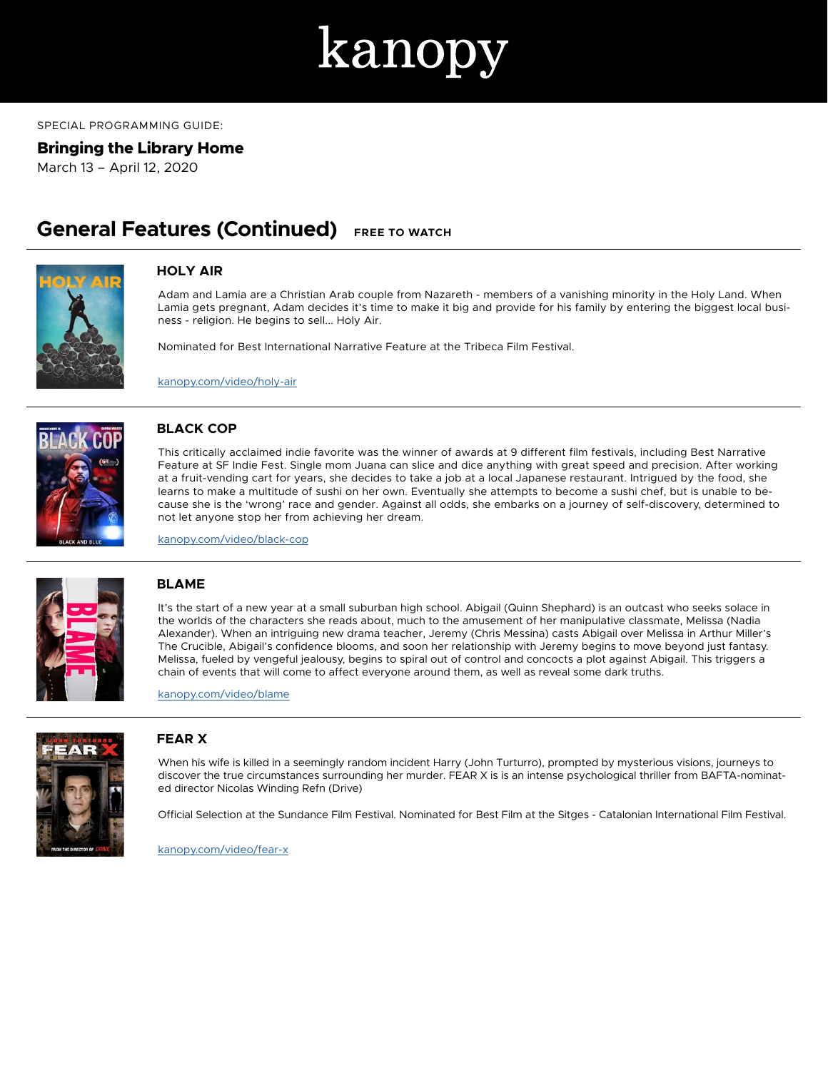kanopy

SPECIAL PROGRAMMING GUIDE:

**Bringing the Library Home**

March 13 – April 12, 2020

## General Features (Continued) FREE TO WATCH

### HOLY AIR

Adam and Lamia are a Christian Arab couple from Nazareth - members of a vanishing minority in the Holy Land. When Lamia gets pregnant, Adam decides it's time to make it big and provide for his family by entering the biggest local business - religion. He begins to sell... Holy Air.

Nominated for Best International Narrative Feature at the Tribeca Film Festival.

kanopy.com/video/holy-air

### BLACK COP

This critically acclaimed indie favorite was the winner of awards at 9 different film festivals, including Best Narrative Feature at SF Indie Fest. Single mom Juana can slice and dice anything with great speed and precision. After working at a fruit-vending cart for years, she decides to take a job at a local Japanese restaurant. Intrigued by the food, she learns to make a multitude of sushi on her own. Eventually she attempts to become a sushi chef, but is unable to because she is the 'wrong' race and gender. Against all odds, she embarks on a journey of self-discovery, determined to not let anyone stop her from achieving her dream.

kanopy.com/video/black-cop

### BLAME

It's the start of a new year at a small suburban high school. Abigail (Quinn Shephard) is an outcast who seeks solace in the worlds of the characters she reads about, much to the amusement of her manipulative classmate, Melissa (Nadia Alexander). When an intriguing new drama teacher, Jeremy (Chris Messina) casts Abigail over Melissa in Arthur Miller's The Crucible, Abigail's confidence blooms, and soon her relationship with Jeremy begins to move beyond just fantasy. Melissa, fueled by vengeful jealousy, begins to spiral out of control and concocts a plot against Abigail. This triggers a chain of events that will come to affect everyone around them, as well as reveal some dark truths.

kanopy.com/video/blame

### FEAR X

When his wife is killed in a seemingly random incident Harry (John Turturro), prompted by mysterious visions, journeys to discover the true circumstances surrounding her murder. FEAR X is is an intense psychological thriller from BAFTA-nominated director Nicolas Winding Refn (Drive)

Official Selection at the Sundance Film Festival. Nominated for Best Film at the Sitges - Catalonian International Film Festival.

kanopy.com/video/fear-x